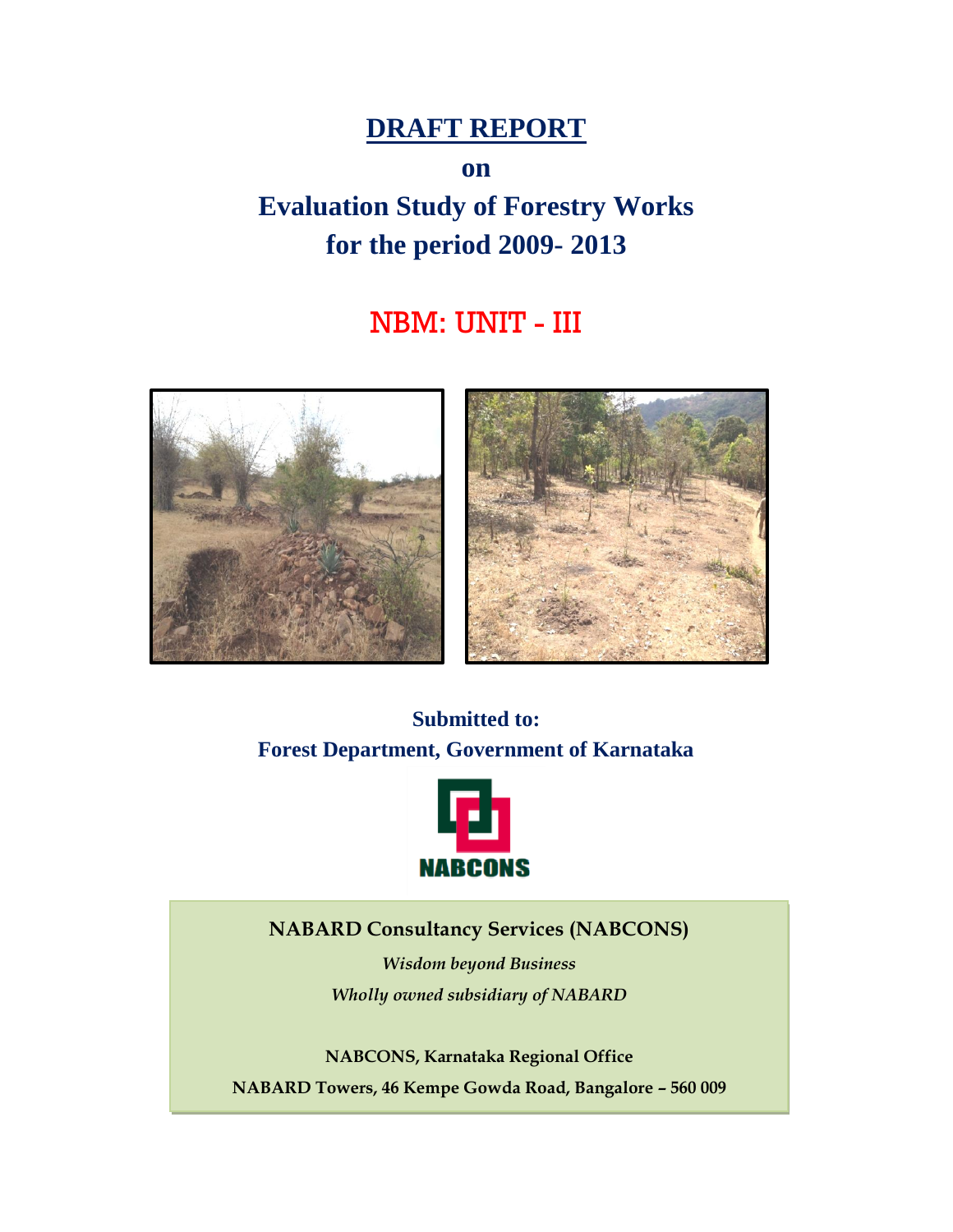# DRAFT REPORT

**on**

# Evaluation Study of Forestry Works for the period 2009- 2013

## NBM: UNIT - III

**Submitted to:**
**Forest Department, Government of Karnataka**

NABCONS

**NABARD Consultancy Services (NABCONS)**

*Wisdom beyond Business*

*Wholly owned subsidiary of NABARD*

**NABCONS, Karnataka Regional Office**

**NABARD Towers, 46 Kempe Gowda Road, Bangalore – 560 009**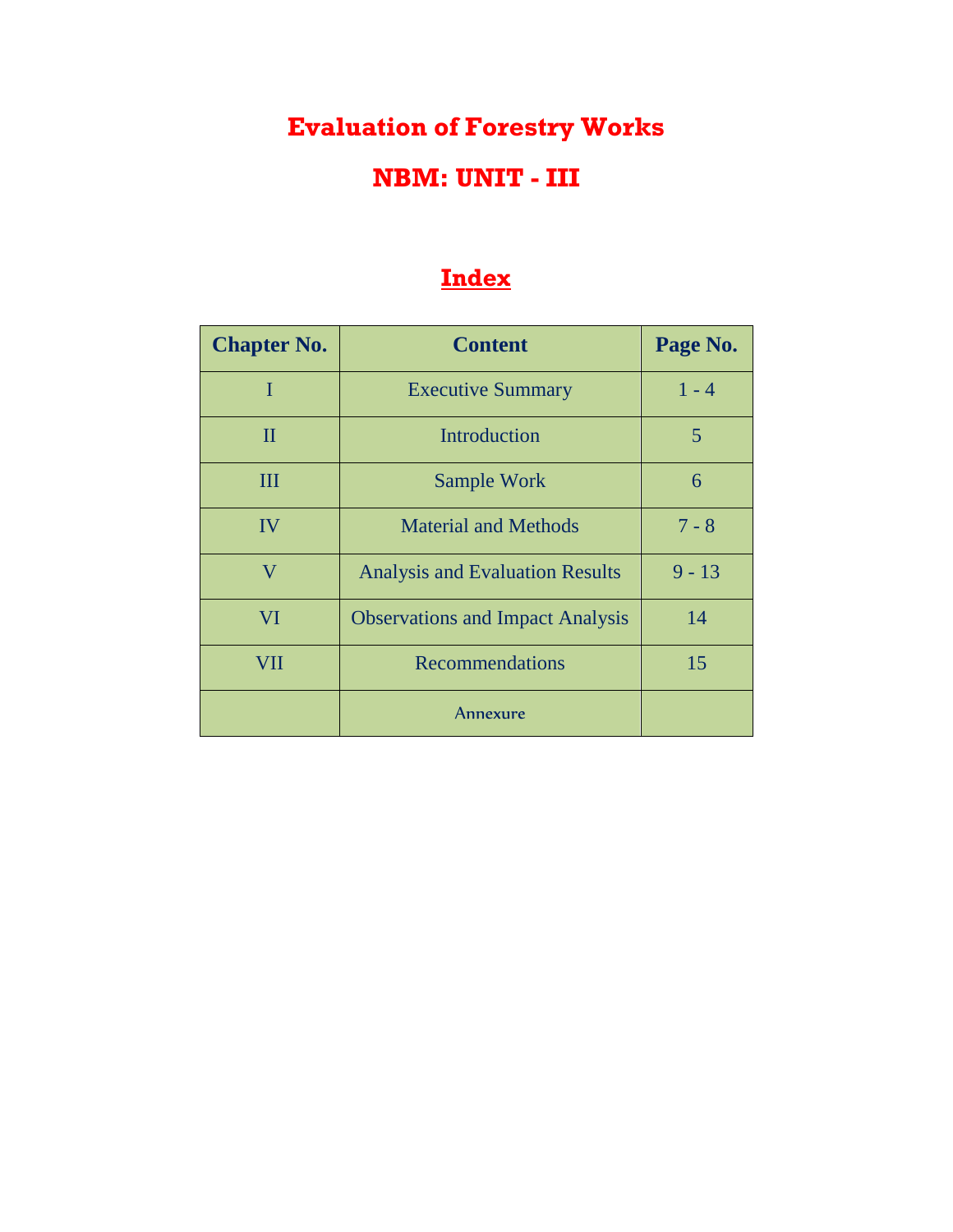# Evaluation of Forestry Works

# NBM: UNIT - III

## Index

| Chapter No. | Content | Page No. |
|---|---|---|
| I | Executive Summary | 1 - 4 |
| II | Introduction | 5 |
| III | Sample Work | 6 |
| IV | Material and Methods | 7 - 8 |
| V | Analysis and Evaluation Results | 9 - 13 |
| VI | Observations and Impact Analysis | 14 |
| VII | Recommendations | 15 |
| | Annexure | |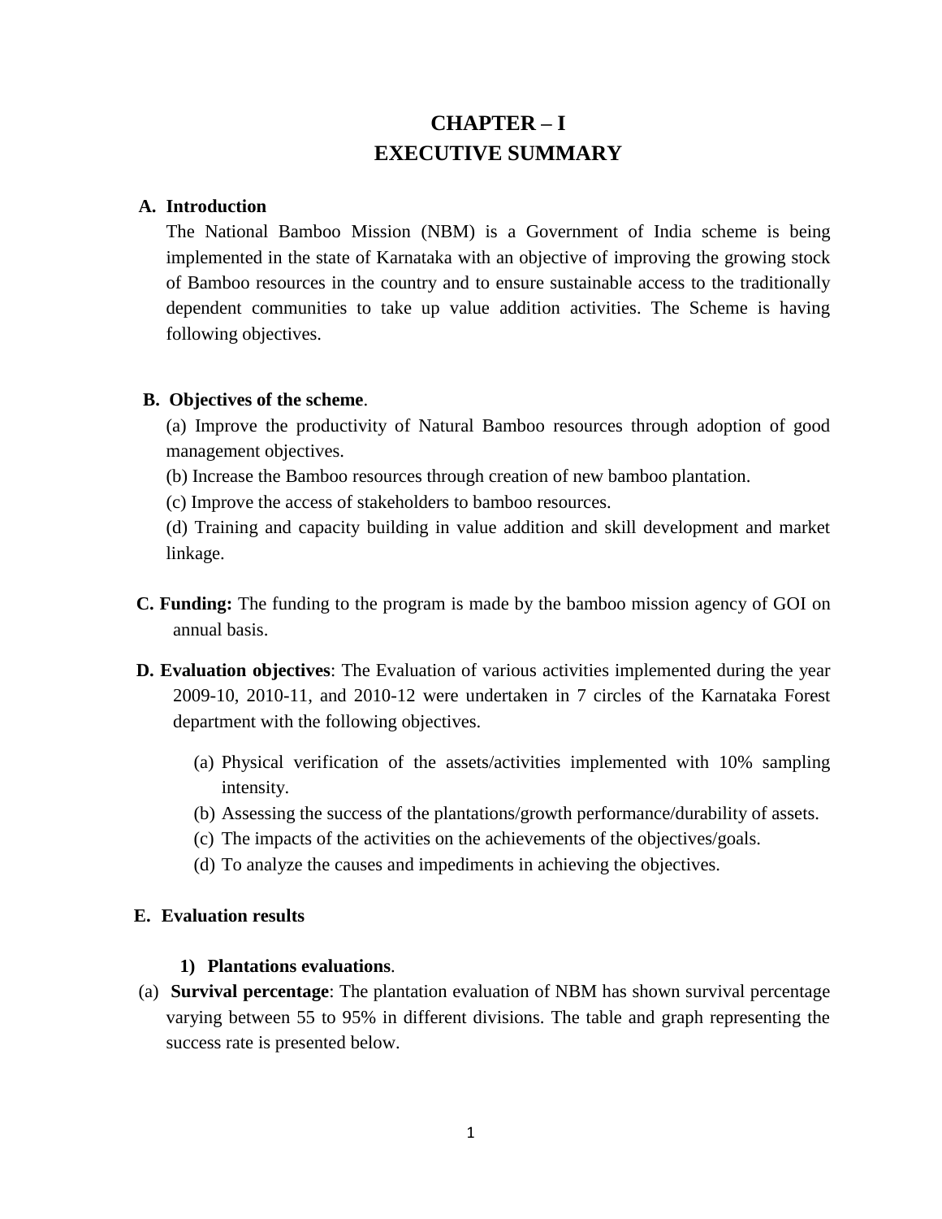# CHAPTER – I
# EXECUTIVE SUMMARY

**A. Introduction**

The National Bamboo Mission (NBM) is a Government of India scheme is being implemented in the state of Karnataka with an objective of improving the growing stock of Bamboo resources in the country and to ensure sustainable access to the traditionally dependent communities to take up value addition activities. The Scheme is having following objectives.

**B. Objectives of the scheme**.

(a) Improve the productivity of Natural Bamboo resources through adoption of good management objectives.

(b) Increase the Bamboo resources through creation of new bamboo plantation.

(c) Improve the access of stakeholders to bamboo resources.

(d) Training and capacity building in value addition and skill development and market linkage.

**C. Funding:** The funding to the program is made by the bamboo mission agency of GOI on annual basis.

**D. Evaluation objectives**: The Evaluation of various activities implemented during the year 2009-10, 2010-11, and 2010-12 were undertaken in 7 circles of the Karnataka Forest department with the following objectives.

(a) Physical verification of the assets/activities implemented with 10% sampling intensity.
(b) Assessing the success of the plantations/growth performance/durability of assets.
(c) The impacts of the activities on the achievements of the objectives/goals.
(d) To analyze the causes and impediments in achieving the objectives.

**E. Evaluation results**

**1) Plantations evaluations**.

(a) **Survival percentage**: The plantation evaluation of NBM has shown survival percentage varying between 55 to 95% in different divisions. The table and graph representing the success rate is presented below.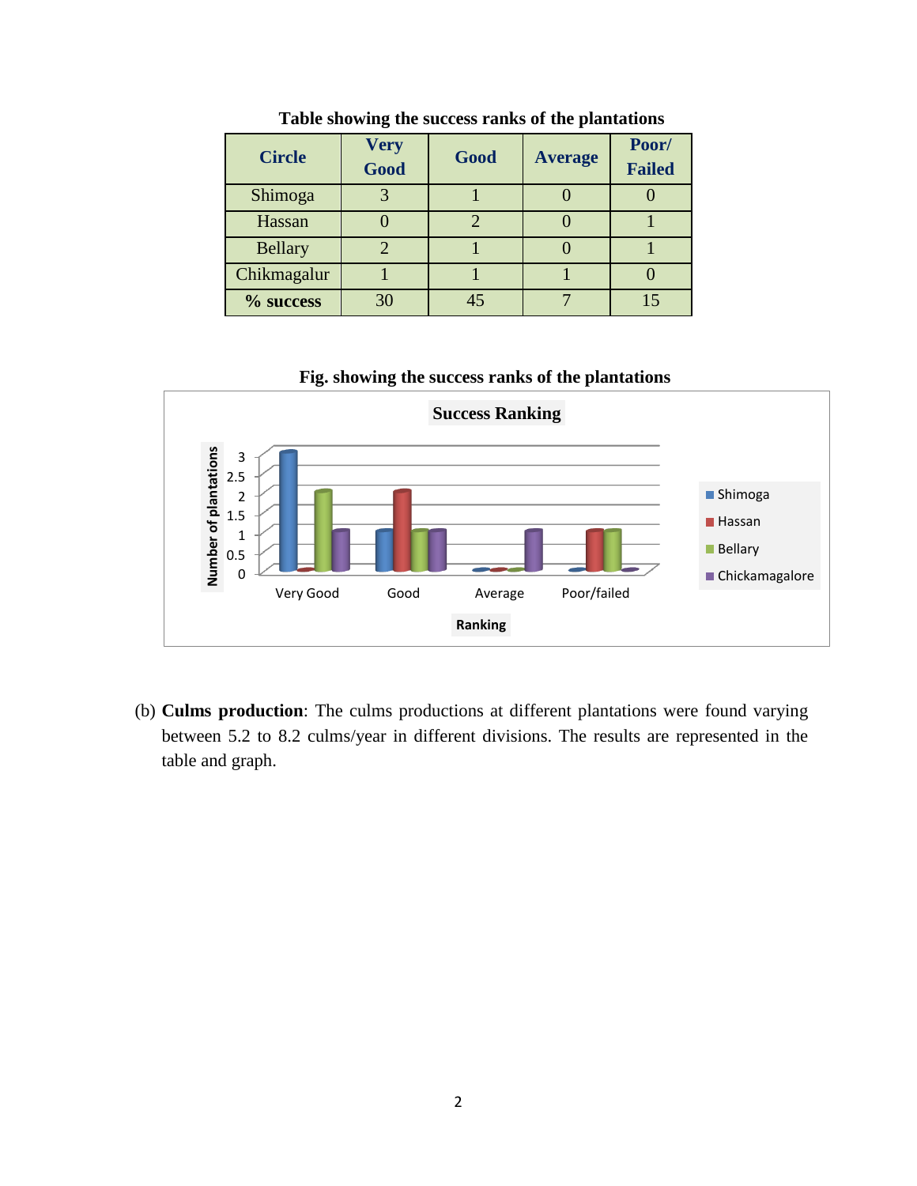**Table showing the success ranks of the plantations**

| Circle | Very Good | Good | Average | Poor/ Failed |
|---|---|---|---|---|
| Shimoga | 3 | 1 | 0 | 0 |
| Hassan | 0 | 2 | 0 | 1 |
| Bellary | 2 | 1 | 0 | 1 |
| Chikmagalur | 1 | 1 | 1 | 0 |
| **% success** | 30 | 45 | 7 | 15 |

**Fig. showing the success ranks of the plantations**

(b) **Culms production**: The culms productions at different plantations were found varying between 5.2 to 8.2 culms/year in different divisions. The results are represented in the table and graph.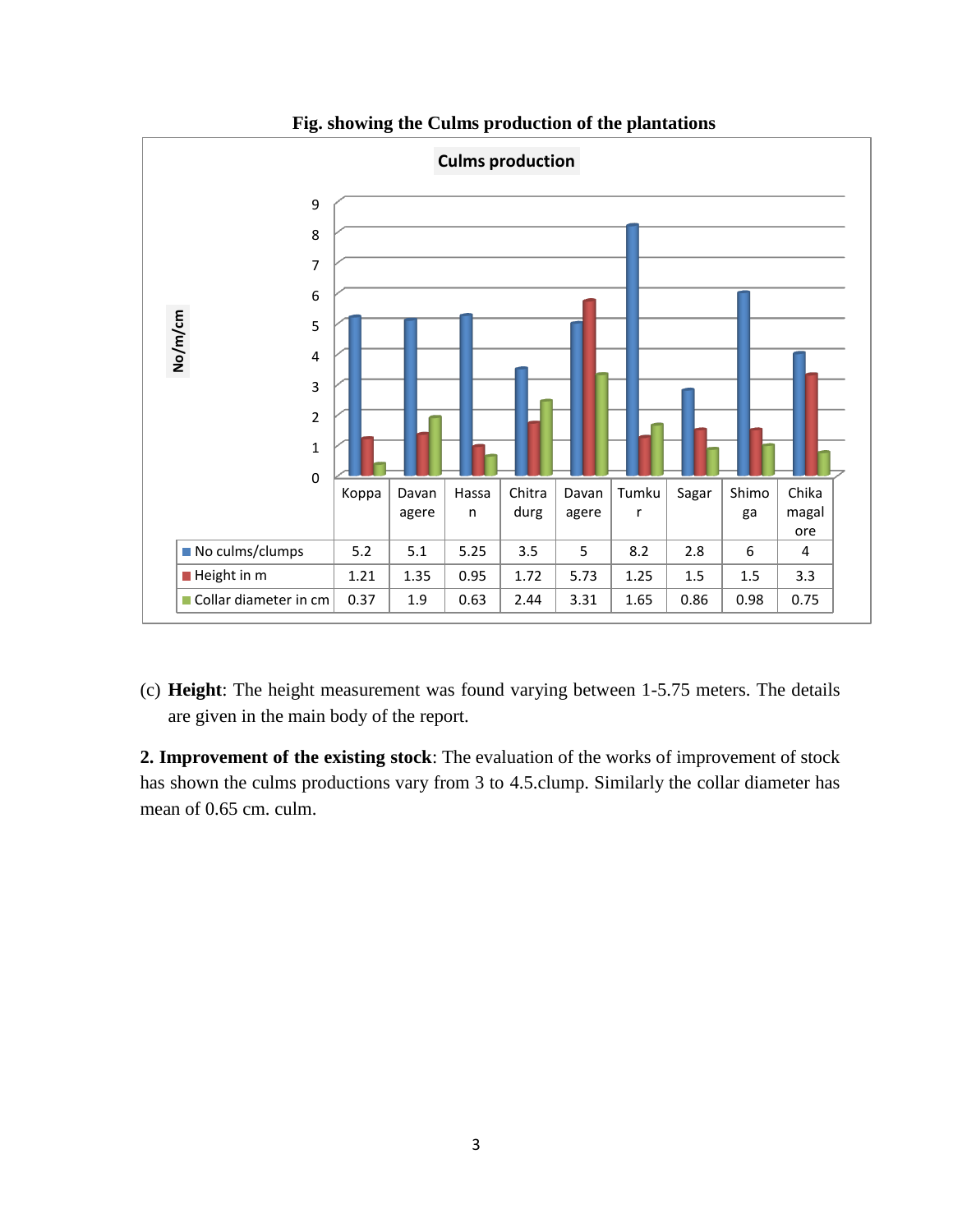**Fig. showing the Culms production of the plantations**

**Culms production**

| | Koppa | Davanagere | Hassan | Chitradurg | Davanagere | Tumkur | Sagar | Shimoga | Chikamagalore |
|---|---|---|---|---|---|---|---|---|---|
| No culms/clumps | 5.2 | 5.1 | 5.25 | 3.5 | 5 | 8.2 | 2.8 | 6 | 4 |
| Height in m | 1.21 | 1.35 | 0.95 | 1.72 | 5.73 | 1.25 | 1.5 | 1.5 | 3.3 |
| Collar diameter in cm | 0.37 | 1.9 | 0.63 | 2.44 | 3.31 | 1.65 | 0.86 | 0.98 | 0.75 |

(c) **Height**: The height measurement was found varying between 1-5.75 meters. The details are given in the main body of the report.

**2. Improvement of the existing stock**: The evaluation of the works of improvement of stock has shown the culms productions vary from 3 to 4.5.clump. Similarly the collar diameter has mean of 0.65 cm. culm.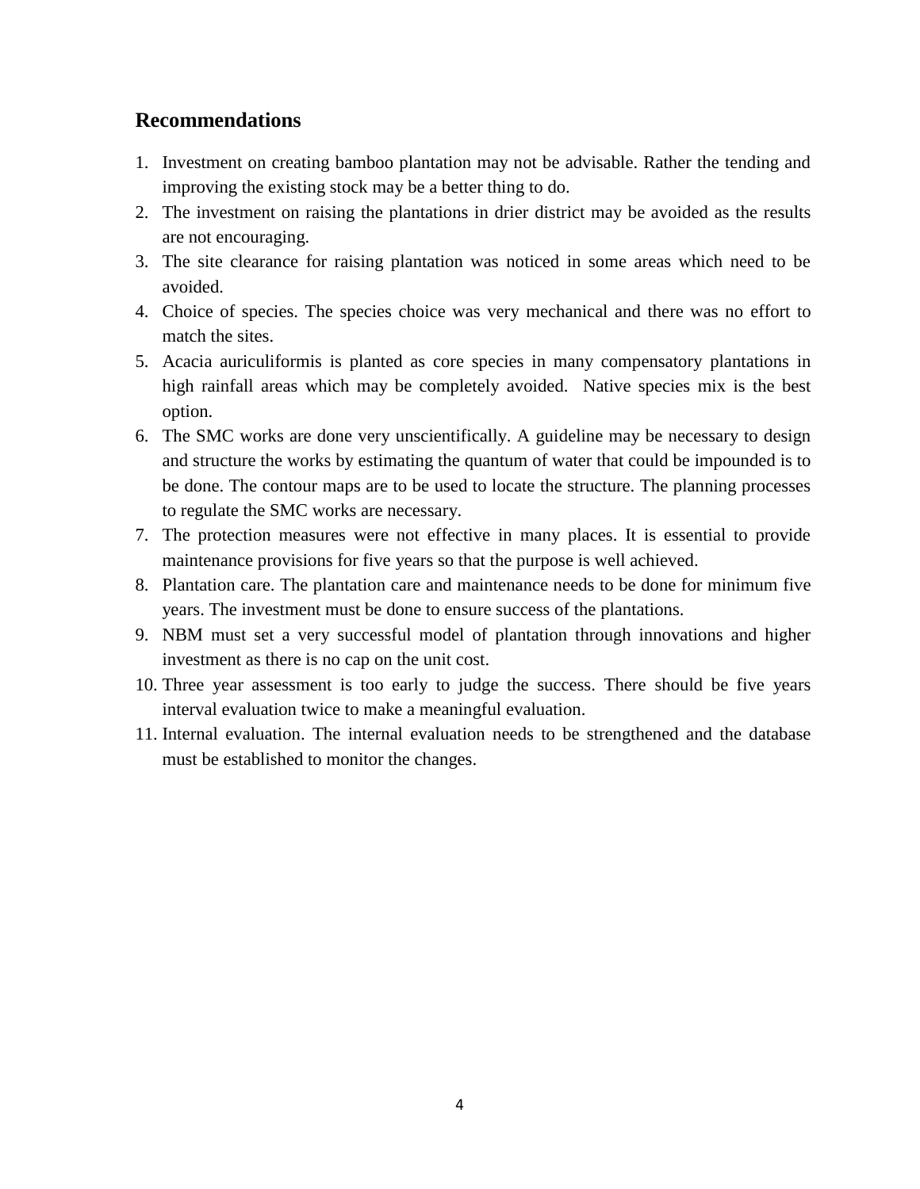## Recommendations

1. Investment on creating bamboo plantation may not be advisable. Rather the tending and improving the existing stock may be a better thing to do.
2. The investment on raising the plantations in drier district may be avoided as the results are not encouraging.
3. The site clearance for raising plantation was noticed in some areas which need to be avoided.
4. Choice of species. The species choice was very mechanical and there was no effort to match the sites.
5. Acacia auriculiformis is planted as core species in many compensatory plantations in high rainfall areas which may be completely avoided. Native species mix is the best option.
6. The SMC works are done very unscientifically. A guideline may be necessary to design and structure the works by estimating the quantum of water that could be impounded is to be done. The contour maps are to be used to locate the structure. The planning processes to regulate the SMC works are necessary.
7. The protection measures were not effective in many places. It is essential to provide maintenance provisions for five years so that the purpose is well achieved.
8. Plantation care. The plantation care and maintenance needs to be done for minimum five years. The investment must be done to ensure success of the plantations.
9. NBM must set a very successful model of plantation through innovations and higher investment as there is no cap on the unit cost.
10. Three year assessment is too early to judge the success. There should be five years interval evaluation twice to make a meaningful evaluation.
11. Internal evaluation. The internal evaluation needs to be strengthened and the database must be established to monitor the changes.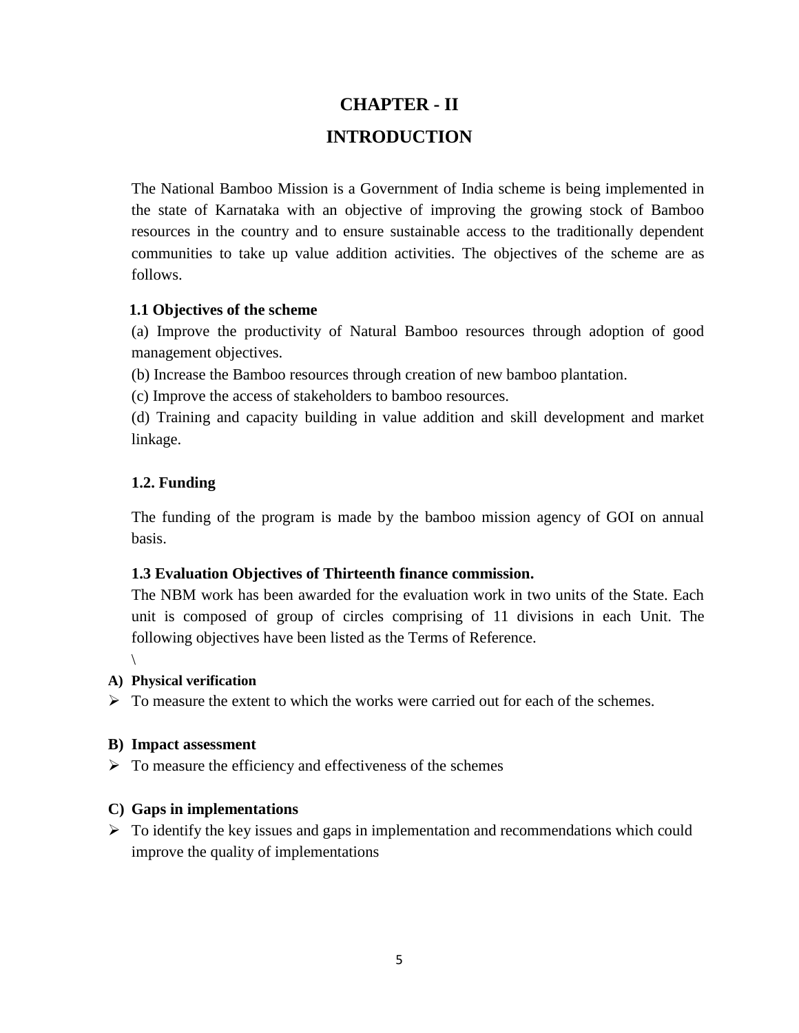# CHAPTER - II

# INTRODUCTION

The National Bamboo Mission is a Government of India scheme is being implemented in the state of Karnataka with an objective of improving the growing stock of Bamboo resources in the country and to ensure sustainable access to the traditionally dependent communities to take up value addition activities. The objectives of the scheme are as follows.

### 1.1 Objectives of the scheme

(a) Improve the productivity of Natural Bamboo resources through adoption of good management objectives.

(b) Increase the Bamboo resources through creation of new bamboo plantation.

(c) Improve the access of stakeholders to bamboo resources.

(d) Training and capacity building in value addition and skill development and market linkage.

### 1.2. Funding

The funding of the program is made by the bamboo mission agency of GOI on annual basis.

### 1.3 Evaluation Objectives of Thirteenth finance commission.

The NBM work has been awarded for the evaluation work in two units of the State. Each unit is composed of group of circles comprising of 11 divisions in each Unit. The following objectives have been listed as the Terms of Reference.

\

**A) Physical verification**

- To measure the extent to which the works were carried out for each of the schemes.

**B) Impact assessment**

- To measure the efficiency and effectiveness of the schemes

**C) Gaps in implementations**

- To identify the key issues and gaps in implementation and recommendations which could improve the quality of implementations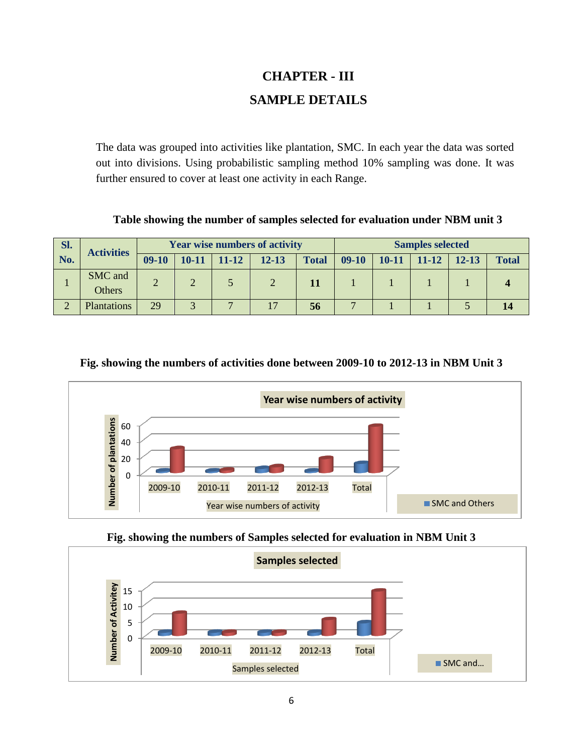# CHAPTER - III

# SAMPLE DETAILS

The data was grouped into activities like plantation, SMC. In each year the data was sorted out into divisions. Using probabilistic sampling method 10% sampling was done. It was further ensured to cover at least one activity in each Range.

**Table showing the number of samples selected for evaluation under NBM unit 3**

| Sl. No. | Activities | Year wise numbers of activity | | | | | Samples selected | | | | |
|---|---|---|---|---|---|---|---|---|---|---|---|
| | | 09-10 | 10-11 | 11-12 | 12-13 | Total | 09-10 | 10-11 | 11-12 | 12-13 | Total |
| 1 | SMC and Others | 2 | 2 | 5 | 2 | **11** | 1 | 1 | 1 | 1 | **4** |
| 2 | Plantations | 29 | 3 | 7 | 17 | **56** | 7 | 1 | 1 | 5 | **14** |

**Fig. showing the numbers of activities done between 2009-10 to 2012-13 in NBM Unit 3**

**Fig. showing the numbers of Samples selected for evaluation in NBM Unit 3**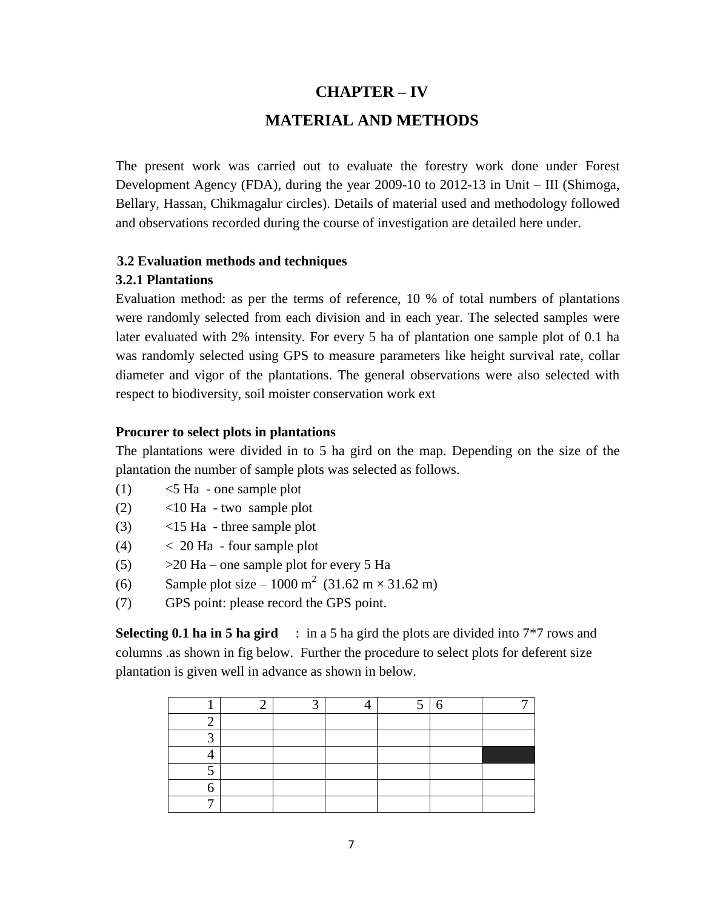# CHAPTER – IV

# MATERIAL AND METHODS

The present work was carried out to evaluate the forestry work done under Forest Development Agency (FDA), during the year 2009-10 to 2012-13 in Unit – III (Shimoga, Bellary, Hassan, Chikmagalur circles). Details of material used and methodology followed and observations recorded during the course of investigation are detailed here under.

### 3.2 Evaluation methods and techniques

#### 3.2.1 Plantations

Evaluation method: as per the terms of reference, 10 % of total numbers of plantations were randomly selected from each division and in each year. The selected samples were later evaluated with 2% intensity. For every 5 ha of plantation one sample plot of 0.1 ha was randomly selected using GPS to measure parameters like height survival rate, collar diameter and vigor of the plantations. The general observations were also selected with respect to biodiversity, soil moister conservation work ext

**Procurer to select plots in plantations**

The plantations were divided in to 5 ha gird on the map. Depending on the size of the plantation the number of sample plots was selected as follows.

(1) <5 Ha - one sample plot

(2) <10 Ha - two sample plot

(3) <15 Ha - three sample plot

(4) < 20 Ha - four sample plot

(5) >20 Ha – one sample plot for every 5 Ha

(6) Sample plot size – 1000 $m^2$ (31.62 m × 31.62 m)

(7) GPS point: please record the GPS point.

**Selecting 0.1 ha in 5 ha gird** : in a 5 ha gird the plots are divided into 7*7 rows and columns .as shown in fig below. Further the procedure to select plots for deferent size plantation is given well in advance as shown in below.

| 1 | 2 | 3 | 4 | 5 | 6 | 7 |
|---|---|---|---|---|---|---|
| 2 | | | | | | |
| 3 | | | | | | |
| 4 | | | | | | ■ |
| 5 | | | | | | |
| 6 | | | | | | |
| 7 | | | | | | |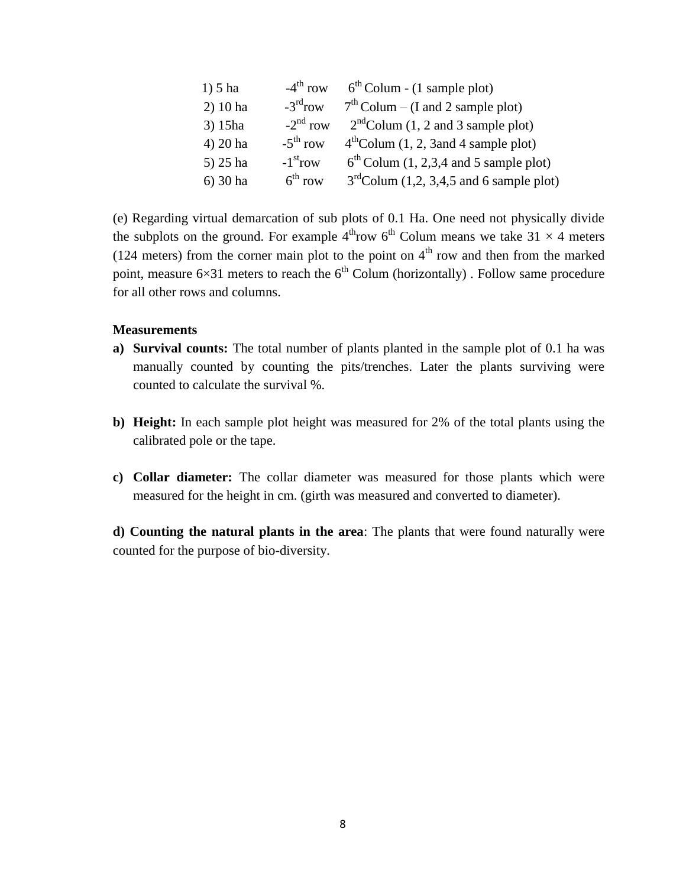1) 5 ha -4th row 6th Colum - (1 sample plot)
2) 10 ha -3rdrow 7th Colum – (I and 2 sample plot)
3) 15ha -2nd row 2ndColum (1, 2 and 3 sample plot)
4) 20 ha -5th row 4thColum (1, 2, 3and 4 sample plot)
5) 25 ha -1strow 6th Colum (1, 2,3,4 and 5 sample plot)
6) 30 ha 6th row 3rdColum (1,2, 3,4,5 and 6 sample plot)

(e) Regarding virtual demarcation of sub plots of 0.1 Ha. One need not physically divide the subplots on the ground. For example 4throw 6th Colum means we take $31 \times 4$ meters (124 meters) from the corner main plot to the point on 4th row and then from the marked point, measure $6\times31$ meters to reach the 6th Colum (horizontally) . Follow same procedure for all other rows and columns.

**Measurements**

a) **Survival counts:** The total number of plants planted in the sample plot of 0.1 ha was manually counted by counting the pits/trenches. Later the plants surviving were counted to calculate the survival %.

b) **Height:** In each sample plot height was measured for 2% of the total plants using the calibrated pole or the tape.

c) **Collar diameter:** The collar diameter was measured for those plants which were measured for the height in cm. (girth was measured and converted to diameter).

**d) Counting the natural plants in the area**: The plants that were found naturally were counted for the purpose of bio-diversity.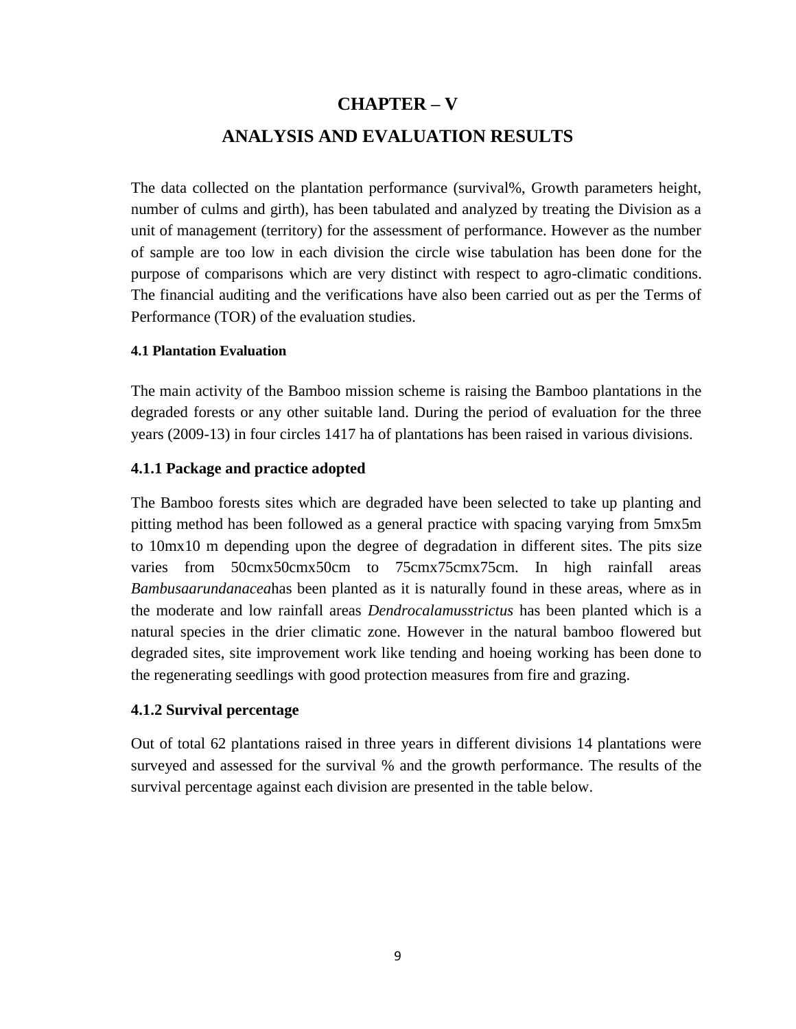# CHAPTER – V

# ANALYSIS AND EVALUATION RESULTS

The data collected on the plantation performance (survival%, Growth parameters height, number of culms and girth), has been tabulated and analyzed by treating the Division as a unit of management (territory) for the assessment of performance. However as the number of sample are too low in each division the circle wise tabulation has been done for the purpose of comparisons which are very distinct with respect to agro-climatic conditions. The financial auditing and the verifications have also been carried out as per the Terms of Performance (TOR) of the evaluation studies.

#### 4.1 Plantation Evaluation

The main activity of the Bamboo mission scheme is raising the Bamboo plantations in the degraded forests or any other suitable land. During the period of evaluation for the three years (2009-13) in four circles 1417 ha of plantations has been raised in various divisions.

### 4.1.1 Package and practice adopted

The Bamboo forests sites which are degraded have been selected to take up planting and pitting method has been followed as a general practice with spacing varying from 5mx5m to 10mx10 m depending upon the degree of degradation in different sites. The pits size varies from 50cmx50cmx50cm to 75cmx75cmx75cm. In high rainfall areas *Bambusaarundanacea*has been planted as it is naturally found in these areas, where as in the moderate and low rainfall areas *Dendrocalamusstrictus* has been planted which is a natural species in the drier climatic zone. However in the natural bamboo flowered but degraded sites, site improvement work like tending and hoeing working has been done to the regenerating seedlings with good protection measures from fire and grazing.

### 4.1.2 Survival percentage

Out of total 62 plantations raised in three years in different divisions 14 plantations were surveyed and assessed for the survival % and the growth performance. The results of the survival percentage against each division are presented in the table below.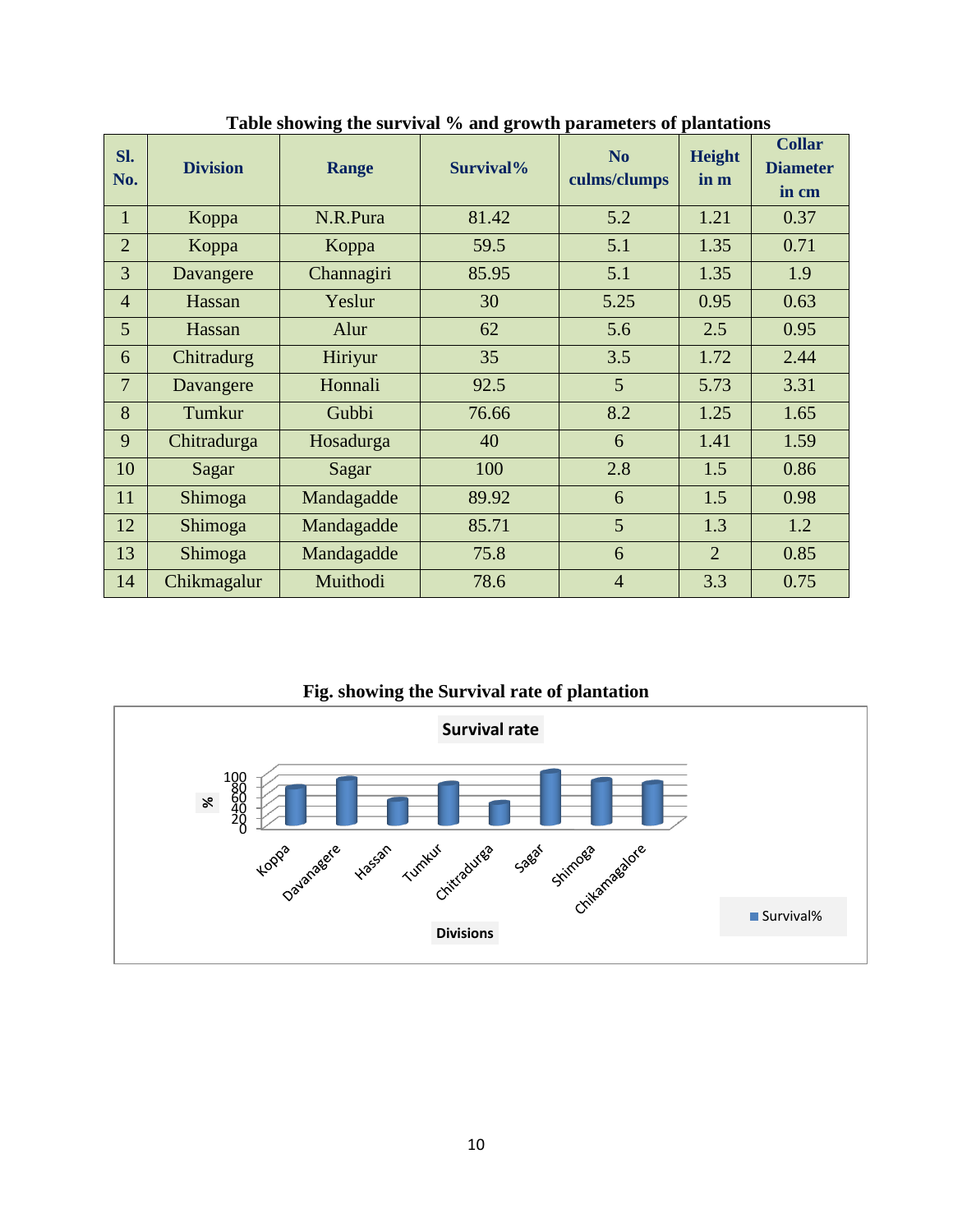**Table showing the survival % and growth parameters of plantations**

| Sl. No. | Division | Range | Survival% | No culms/clumps | Height in m | Collar Diameter in cm |
|---|---|---|---|---|---|---|
| 1 | Koppa | N.R.Pura | 81.42 | 5.2 | 1.21 | 0.37 |
| 2 | Koppa | Koppa | 59.5 | 5.1 | 1.35 | 0.71 |
| 3 | Davangere | Channagiri | 85.95 | 5.1 | 1.35 | 1.9 |
| 4 | Hassan | Yeslur | 30 | 5.25 | 0.95 | 0.63 |
| 5 | Hassan | Alur | 62 | 5.6 | 2.5 | 0.95 |
| 6 | Chitradurg | Hiriyur | 35 | 3.5 | 1.72 | 2.44 |
| 7 | Davangere | Honnali | 92.5 | 5 | 5.73 | 3.31 |
| 8 | Tumkur | Gubbi | 76.66 | 8.2 | 1.25 | 1.65 |
| 9 | Chitradurga | Hosadurga | 40 | 6 | 1.41 | 1.59 |
| 10 | Sagar | Sagar | 100 | 2.8 | 1.5 | 0.86 |
| 11 | Shimoga | Mandagadde | 89.92 | 6 | 1.5 | 0.98 |
| 12 | Shimoga | Mandagadde | 85.71 | 5 | 1.3 | 1.2 |
| 13 | Shimoga | Mandagadde | 75.8 | 6 | 2 | 0.85 |
| 14 | Chikmagalur | Muithodi | 78.6 | 4 | 3.3 | 0.75 |

**Fig. showing the Survival rate of plantation**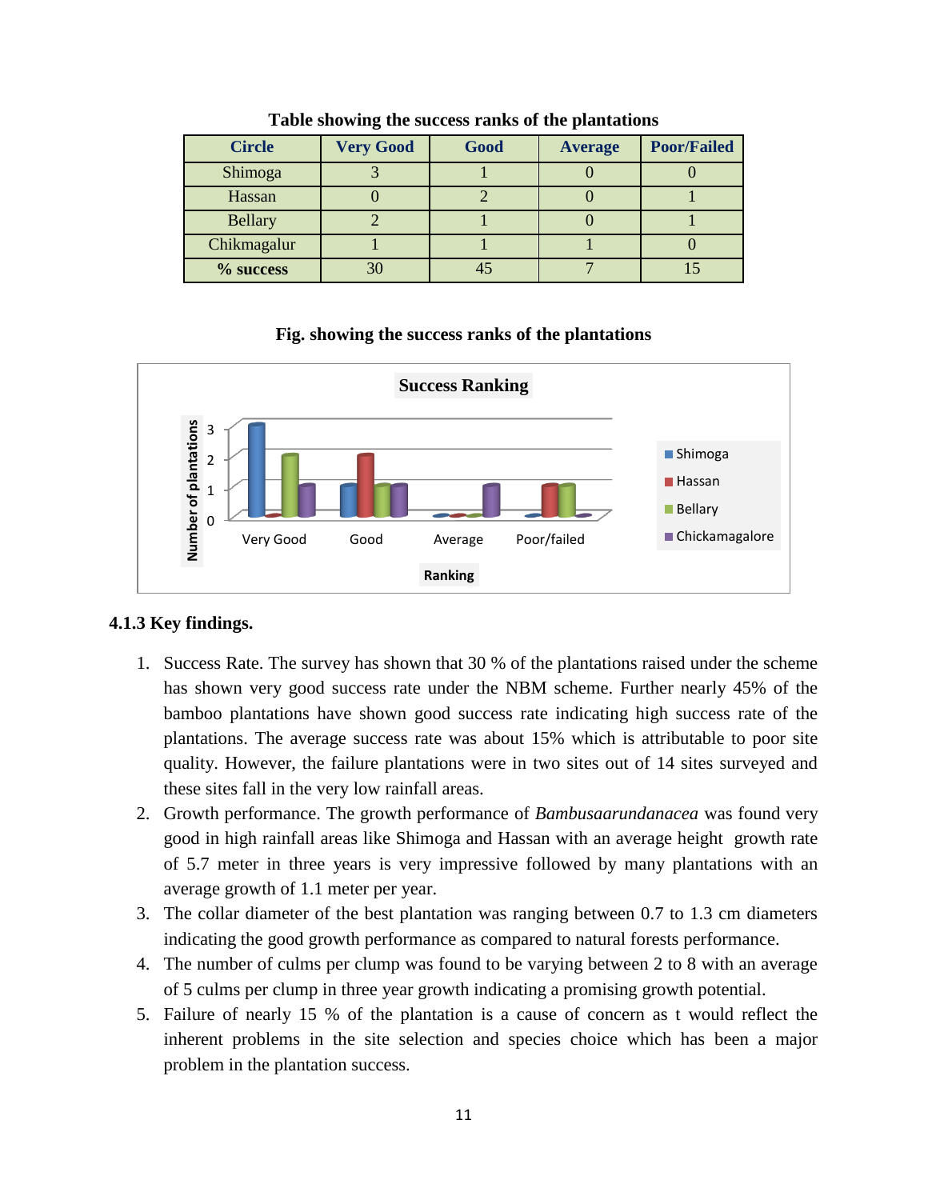**Table showing the success ranks of the plantations**

| Circle | Very Good | Good | Average | Poor/Failed |
|---|---|---|---|---|
| Shimoga | 3 | 1 | 0 | 0 |
| Hassan | 0 | 2 | 0 | 1 |
| Bellary | 2 | 1 | 0 | 1 |
| Chikmagalur | 1 | 1 | 1 | 0 |
| **% success** | 30 | 45 | 7 | 15 |

**Fig. showing the success ranks of the plantations**

### 4.1.3 Key findings.

1. Success Rate. The survey has shown that 30 % of the plantations raised under the scheme has shown very good success rate under the NBM scheme. Further nearly 45% of the bamboo plantations have shown good success rate indicating high success rate of the plantations. The average success rate was about 15% which is attributable to poor site quality. However, the failure plantations were in two sites out of 14 sites surveyed and these sites fall in the very low rainfall areas.
2. Growth performance. The growth performance of *Bambusaarundanacea* was found very good in high rainfall areas like Shimoga and Hassan with an average height growth rate of 5.7 meter in three years is very impressive followed by many plantations with an average growth of 1.1 meter per year.
3. The collar diameter of the best plantation was ranging between 0.7 to 1.3 cm diameters indicating the good growth performance as compared to natural forests performance.
4. The number of culms per clump was found to be varying between 2 to 8 with an average of 5 culms per clump in three year growth indicating a promising growth potential.
5. Failure of nearly 15 % of the plantation is a cause of concern as t would reflect the inherent problems in the site selection and species choice which has been a major problem in the plantation success.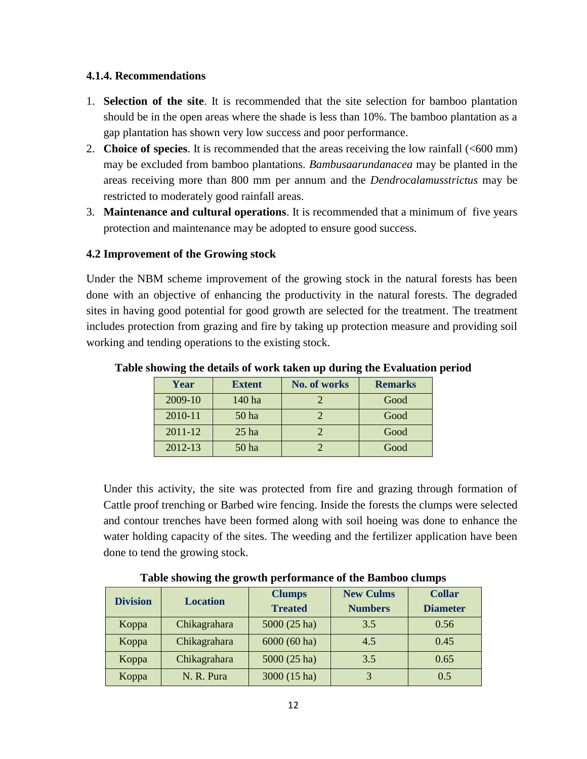### 4.1.4. Recommendations

1. **Selection of the site**. It is recommended that the site selection for bamboo plantation should be in the open areas where the shade is less than 10%. The bamboo plantation as a gap plantation has shown very low success and poor performance.
2. **Choice of species**. It is recommended that the areas receiving the low rainfall (<600 mm) may be excluded from bamboo plantations. *Bambusaarundanacea* may be planted in the areas receiving more than 800 mm per annum and the *Dendrocalamusstrictus* may be restricted to moderately good rainfall areas.
3. **Maintenance and cultural operations**. It is recommended that a minimum of five years protection and maintenance may be adopted to ensure good success.

### 4.2 Improvement of the Growing stock

Under the NBM scheme improvement of the growing stock in the natural forests has been done with an objective of enhancing the productivity in the natural forests. The degraded sites in having good potential for good growth are selected for the treatment. The treatment includes protection from grazing and fire by taking up protection measure and providing soil working and tending operations to the existing stock.

**Table showing the details of work taken up during the Evaluation period**

| Year | Extent | No. of works | Remarks |
|---|---|---|---|
| 2009-10 | 140 ha | 2 | Good |
| 2010-11 | 50 ha | 2 | Good |
| 2011-12 | 25 ha | 2 | Good |
| 2012-13 | 50 ha | 2 | Good |

Under this activity, the site was protected from fire and grazing through formation of Cattle proof trenching or Barbed wire fencing. Inside the forests the clumps were selected and contour trenches have been formed along with soil hoeing was done to enhance the water holding capacity of the sites. The weeding and the fertilizer application have been done to tend the growing stock.

**Table showing the growth performance of the Bamboo clumps**

| Division | Location | Clumps Treated | New Culms Numbers | Collar Diameter |
|---|---|---|---|---|
| Koppa | Chikagrahara | 5000 (25 ha) | 3.5 | 0.56 |
| Koppa | Chikagrahara | 6000 (60 ha) | 4.5 | 0.45 |
| Koppa | Chikagrahara | 5000 (25 ha) | 3.5 | 0.65 |
| Koppa | N. R. Pura | 3000 (15 ha) | 3 | 0.5 |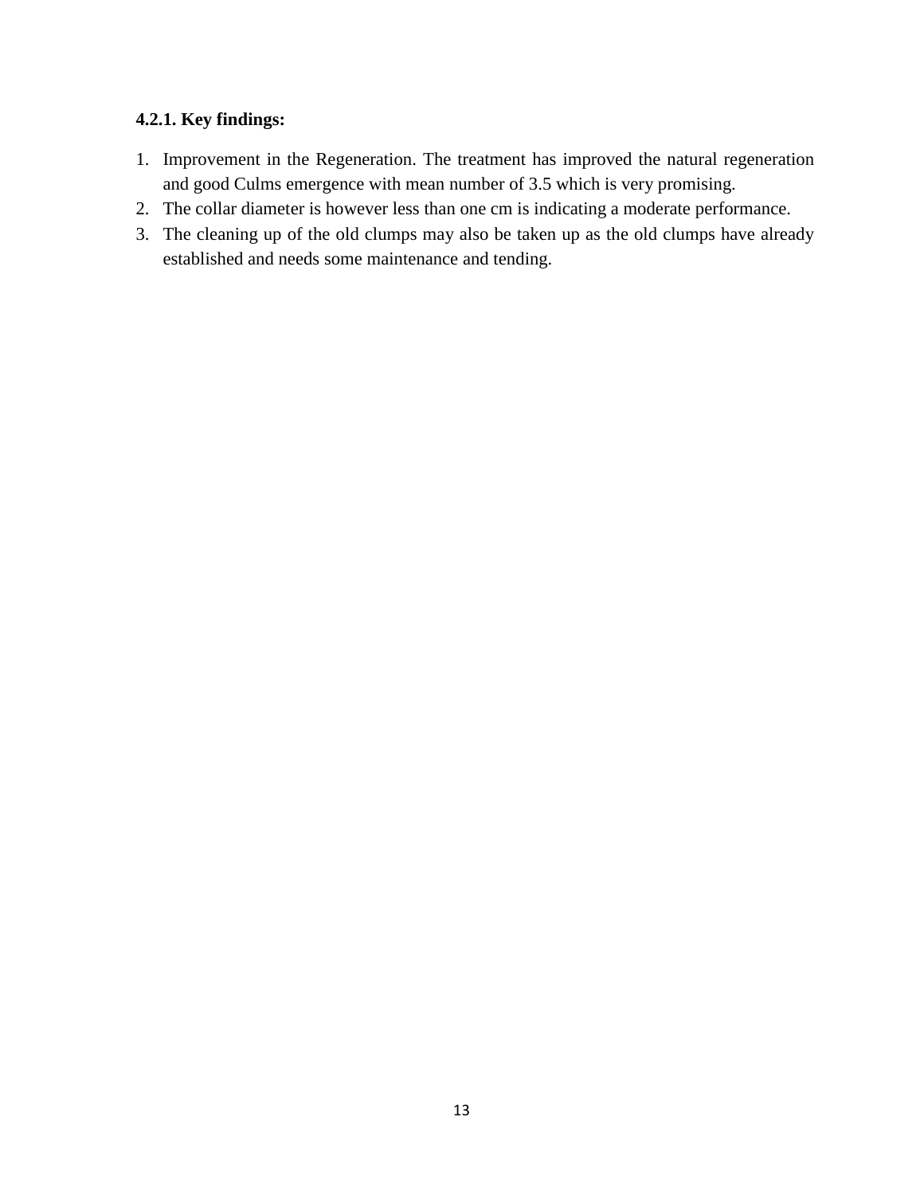#### 4.2.1. Key findings:

1. Improvement in the Regeneration. The treatment has improved the natural regeneration and good Culms emergence with mean number of 3.5 which is very promising.
2. The collar diameter is however less than one cm is indicating a moderate performance.
3. The cleaning up of the old clumps may also be taken up as the old clumps have already established and needs some maintenance and tending.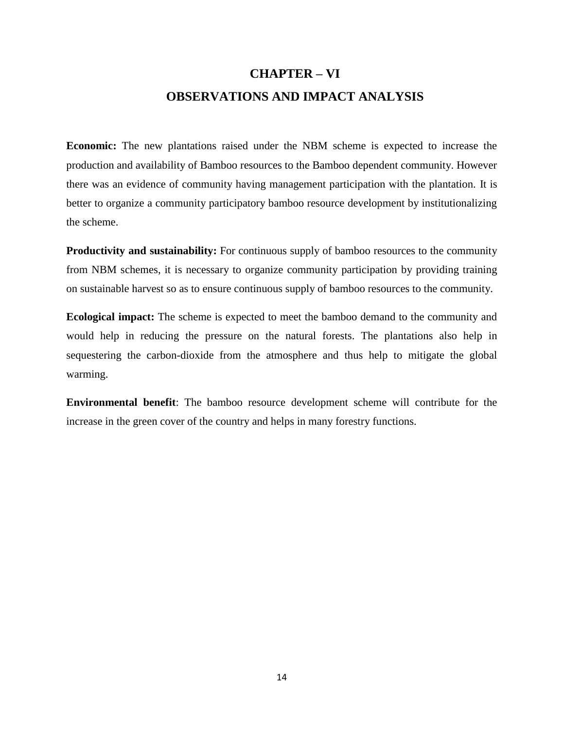# CHAPTER – VI

# OBSERVATIONS AND IMPACT ANALYSIS

**Economic:** The new plantations raised under the NBM scheme is expected to increase the production and availability of Bamboo resources to the Bamboo dependent community. However there was an evidence of community having management participation with the plantation. It is better to organize a community participatory bamboo resource development by institutionalizing the scheme.

**Productivity and sustainability:** For continuous supply of bamboo resources to the community from NBM schemes, it is necessary to organize community participation by providing training on sustainable harvest so as to ensure continuous supply of bamboo resources to the community.

**Ecological impact:** The scheme is expected to meet the bamboo demand to the community and would help in reducing the pressure on the natural forests. The plantations also help in sequestering the carbon-dioxide from the atmosphere and thus help to mitigate the global warming.

**Environmental benefit**: The bamboo resource development scheme will contribute for the increase in the green cover of the country and helps in many forestry functions.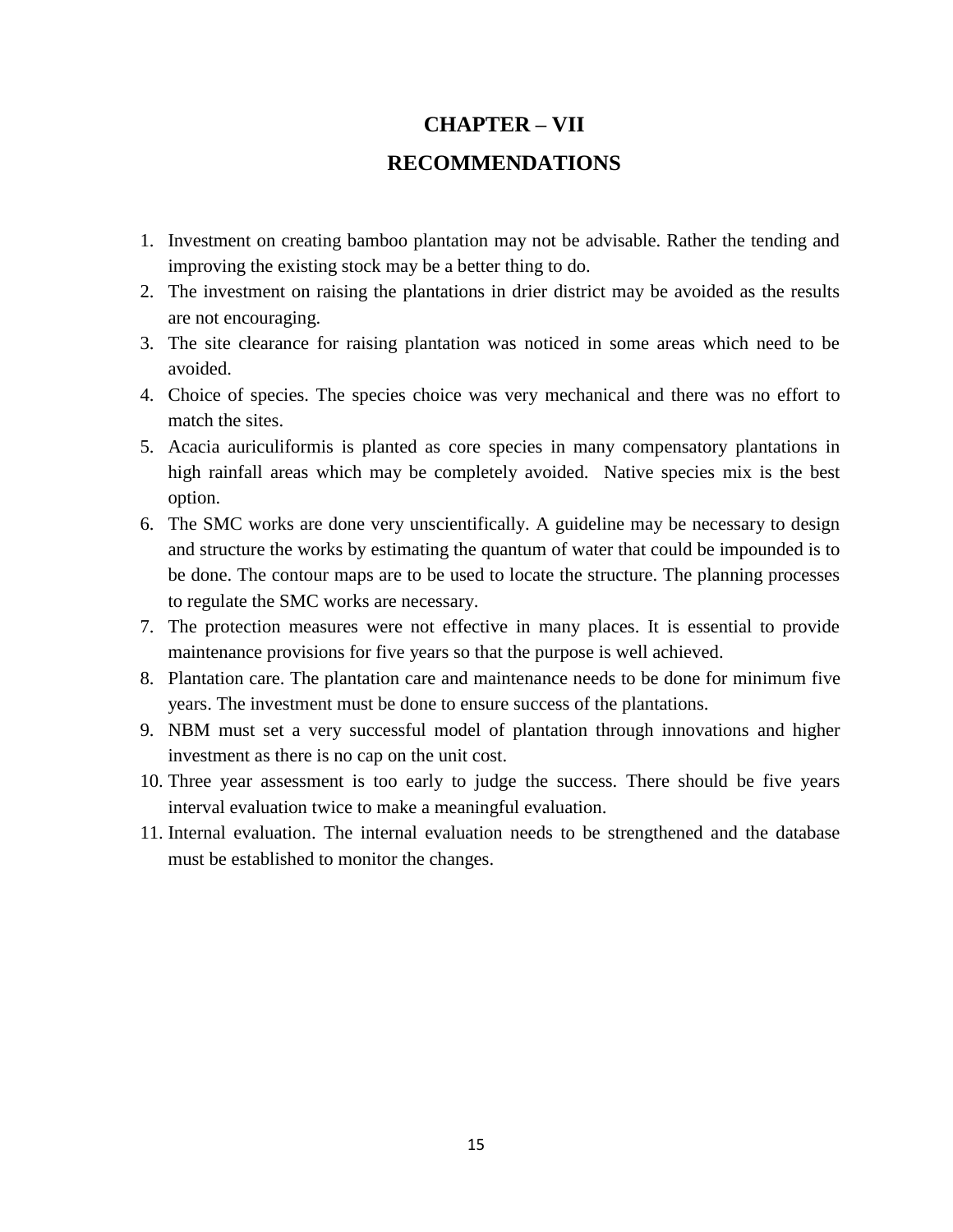# CHAPTER – VII

# RECOMMENDATIONS

1. Investment on creating bamboo plantation may not be advisable. Rather the tending and improving the existing stock may be a better thing to do.
2. The investment on raising the plantations in drier district may be avoided as the results are not encouraging.
3. The site clearance for raising plantation was noticed in some areas which need to be avoided.
4. Choice of species. The species choice was very mechanical and there was no effort to match the sites.
5. Acacia auriculiformis is planted as core species in many compensatory plantations in high rainfall areas which may be completely avoided. Native species mix is the best option.
6. The SMC works are done very unscientifically. A guideline may be necessary to design and structure the works by estimating the quantum of water that could be impounded is to be done. The contour maps are to be used to locate the structure. The planning processes to regulate the SMC works are necessary.
7. The protection measures were not effective in many places. It is essential to provide maintenance provisions for five years so that the purpose is well achieved.
8. Plantation care. The plantation care and maintenance needs to be done for minimum five years. The investment must be done to ensure success of the plantations.
9. NBM must set a very successful model of plantation through innovations and higher investment as there is no cap on the unit cost.
10. Three year assessment is too early to judge the success. There should be five years interval evaluation twice to make a meaningful evaluation.
11. Internal evaluation. The internal evaluation needs to be strengthened and the database must be established to monitor the changes.